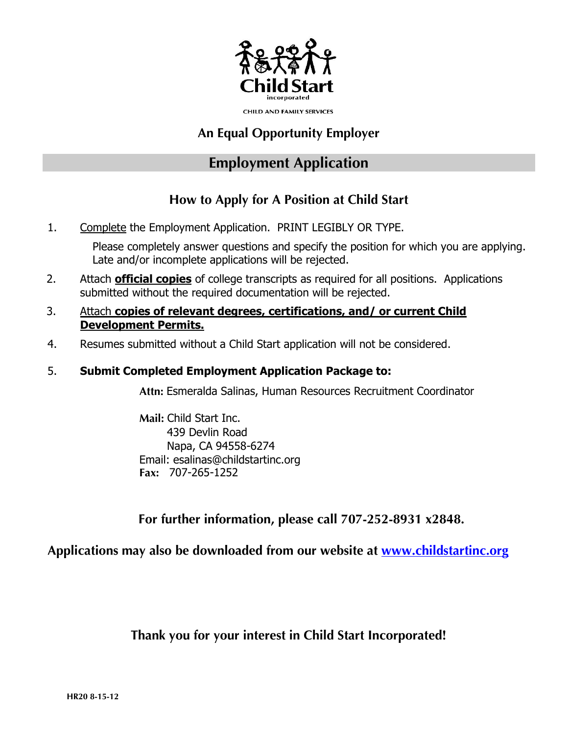**Child Start**
incorporated

CHILD AND FAMILY SERVICES

## An Equal Opportunity Employer

# Employment Application

## How to Apply for A Position at Child Start

1. Complete the Employment Application. PRINT LEGIBLY OR TYPE.

   Please completely answer questions and specify the position for which you are applying. Late and/or incomplete applications will be rejected.

2. Attach **official copies** of college transcripts as required for all positions. Applications submitted without the required documentation will be rejected.

3. Attach **copies of relevant degrees, certifications, and/ or current Child Development Permits.**

4. Resumes submitted without a Child Start application will not be considered.

5. **Submit Completed Employment Application Package to:**

   **Attn:** Esmeralda Salinas, Human Resources Recruitment Coordinator

   **Mail:** Child Start Inc.
   439 Devlin Road
   Napa, CA 94558-6274
   Email: esalinas@childstartinc.org
   **Fax:** 707-265-1252

**For further information, please call 707-252-8931 x2848.**

**Applications may also be downloaded from our website at [www.childstartinc.org](http://www.childstartinc.org)**

**Thank you for your interest in Child Start Incorporated!**

HR20 8-15-12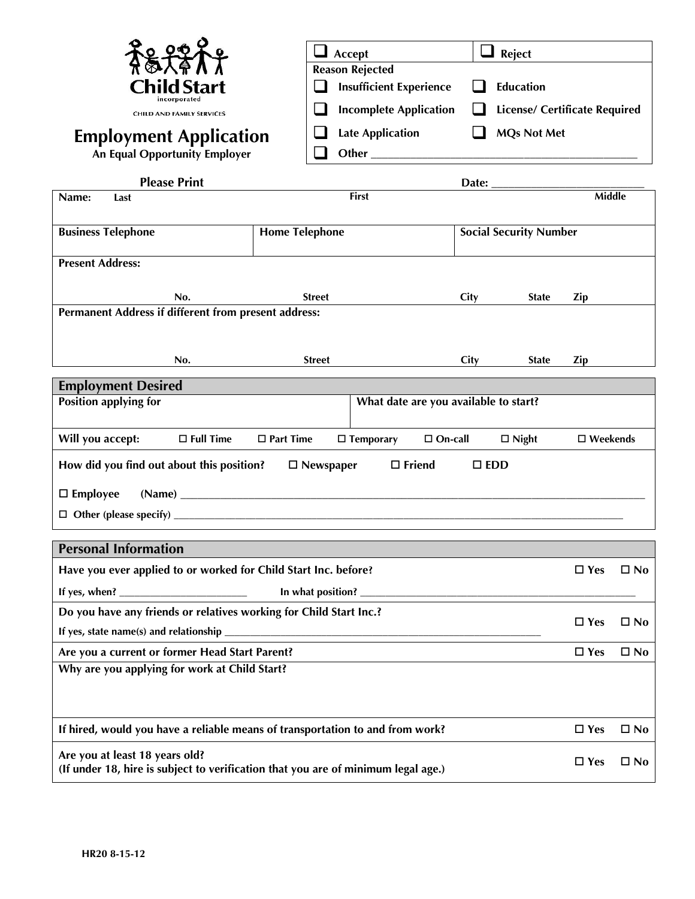**Child Start**
incorporated
CHILD AND FAMILY SERVICES

# Employment Application

**An Equal Opportunity Employer**

| ☐ Accept | ☐ Reject |
|---|---|
| **Reason Rejected** | |
| ☐ Insufficient Experience | ☐ Education |
| ☐ Incomplete Application | ☐ License/ Certificate Required |
| ☐ Late Application | ☐ MQs Not Met |
| ☐ Other ______________________________ | |

**Please Print** **Date:** ____________________

| **Name:** Last | First | Middle |
|---|---|---|
| | | |

| **Business Telephone** | **Home Telephone** | **Social Security Number** |
|---|---|---|
| | | |

**Present Address:**

| No. | Street | City | State | Zip |
|---|---|---|---|---|
| | | | | |

**Permanent Address if different from present address:**

| No. | Street | City | State | Zip |
|---|---|---|---|---|
| | | | | |

## Employment Desired

| **Position applying for** | **What date are you available to start?** |
|---|---|
| | |

**Will you accept:** ☐ Full Time ☐ Part Time ☐ Temporary ☐ On-call ☐ Night ☐ Weekends

**How did you find out about this position?** ☐ Newspaper ☐ Friend ☐ EDD

☐ **Employee** (Name) ____________________________________________

☐ **Other (please specify)** ____________________________________________

## Personal Information

| | | |
|---|---|---|
| **Have you ever applied to or worked for Child Start Inc. before?** <br> If yes, when? ____________ In what position? ____________ | ☐ Yes | ☐ No |
| **Do you have any friends or relatives working for Child Start Inc.?** <br> If yes, state name(s) and relationship ____________ | ☐ Yes | ☐ No |
| **Are you a current or former Head Start Parent?** | ☐ Yes | ☐ No |
| **Why are you applying for work at Child Start?** | | |
| **If hired, would you have a reliable means of transportation to and from work?** | ☐ Yes | ☐ No |
| **Are you at least 18 years old?** <br> **(If under 18, hire is subject to verification that you are of minimum legal age.)** | ☐ Yes | ☐ No |

HR20 8-15-12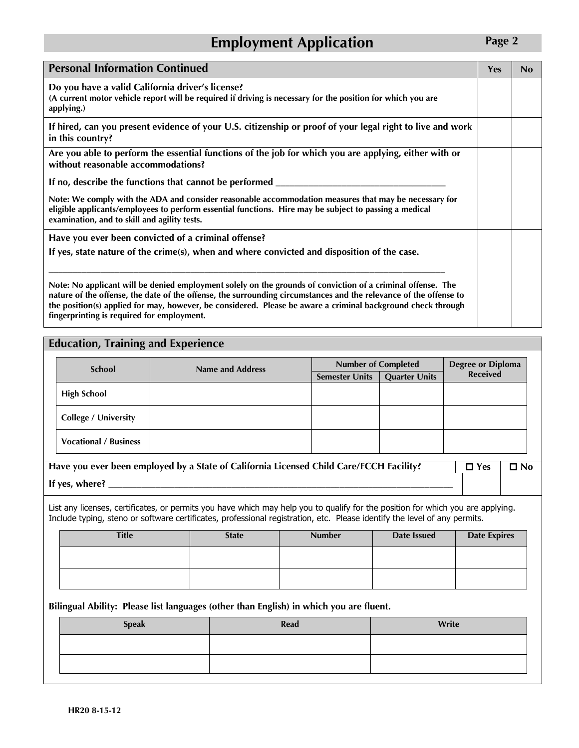# Employment Application

**Page 2**

## Personal Information Continued

| Question | Yes | No |
|---|---|---|
| **Do you have a valid California driver's license?** **(A current motor vehicle report will be required if driving is necessary for the position for which you are applying.)** | | |
| **If hired, can you present evidence of your U.S. citizenship or proof of your legal right to live and work in this country?** | | |
| **Are you able to perform the essential functions of the job for which you are applying, either with or without reasonable accommodations?** **If no, describe the functions that cannot be performed** ___________________________________ **Note: We comply with the ADA and consider reasonable accommodation measures that may be necessary for eligible applicants/employees to perform essential functions. Hire may be subject to passing a medical examination, and to skill and agility tests.** | | |
| **Have you ever been convicted of a criminal offense?** **If yes, state nature of the crime(s), when and where convicted and disposition of the case.** ___________________________________ **Note: No applicant will be denied employment solely on the grounds of conviction of a criminal offense. The nature of the offense, the date of the offense, the surrounding circumstances and the relevance of the offense to the position(s) applied for may, however, be considered. Please be aware a criminal background check through fingerprinting is required for employment.** | | |

## Education, Training and Experience

| School | Name and Address | Number of Completed | | Degree or Diploma Received |
|---|---|---|---|---|
| | | Semester Units | Quarter Units | |
| **High School** | | | | |
| **College / University** | | | | |
| **Vocational / Business** | | | | |

**Have you ever been employed by a State of California Licensed Child Care/FCCH Facility?** ☐ **Yes** ☐ **No**

**If yes, where?** ___________________________________

List any licenses, certificates, or permits you have which may help you to qualify for the position for which you are applying. Include typing, steno or software certificates, professional registration, etc. Please identify the level of any permits.

| Title | State | Number | Date Issued | Date Expires |
|---|---|---|---|---|
| | | | | |
| | | | | |

**Bilingual Ability: Please list languages (other than English) in which you are fluent.**

| Speak | Read | Write |
|---|---|---|
| | | |
| | | |

HR20 8-15-12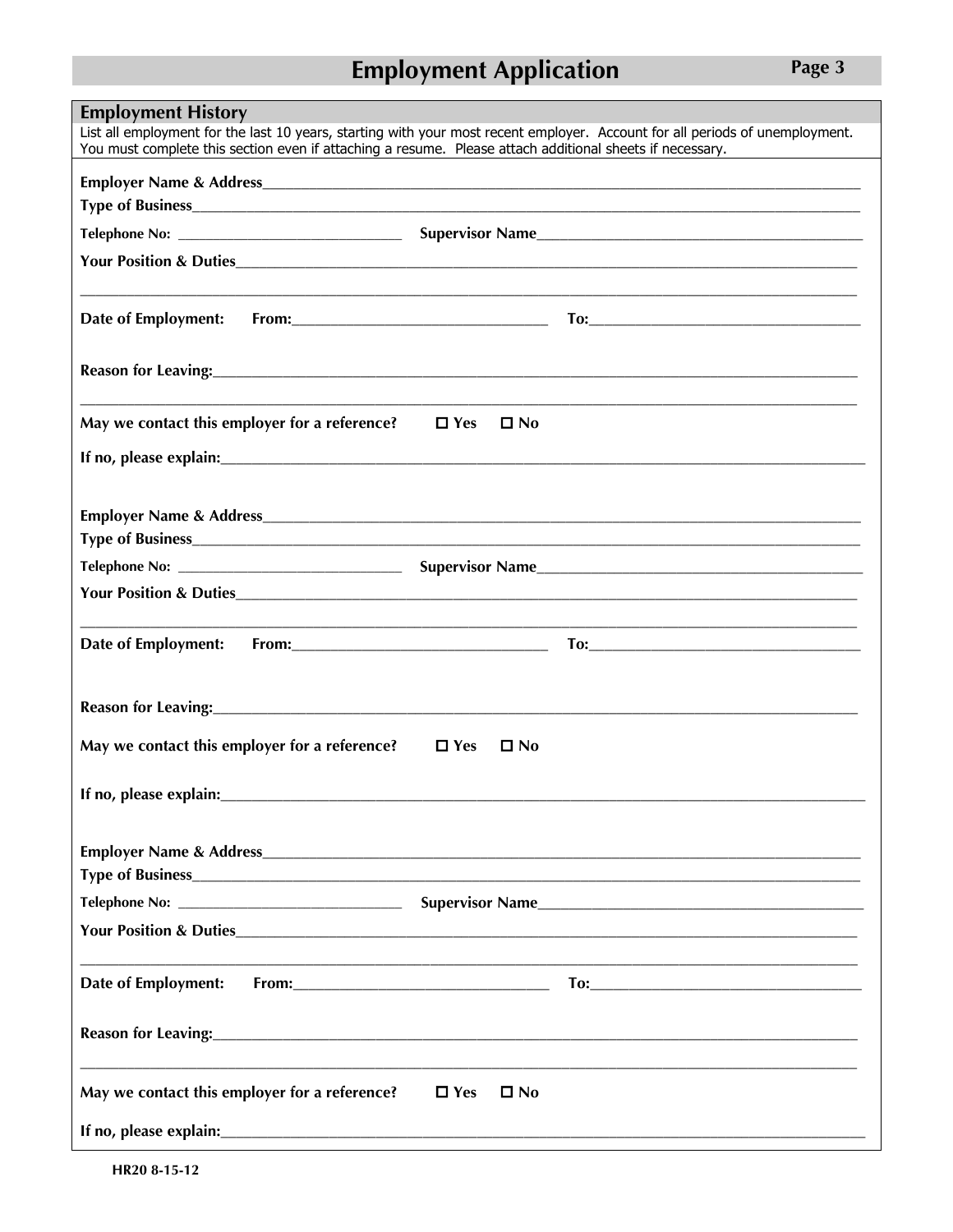# Employment Application

## Employment History

List all employment for the last 10 years, starting with your most recent employer. Account for all periods of unemployment. You must complete this section even if attaching a resume. Please attach additional sheets if necessary.

**Employer Name & Address**\_\_\_\_\_\_\_\_\_\_\_\_\_\_\_\_\_\_\_\_\_\_\_\_\_\_\_\_\_\_\_\_\_\_\_\_\_\_\_\_

**Type of Business**\_\_\_\_\_\_\_\_\_\_\_\_\_\_\_\_\_\_\_\_\_\_\_\_\_\_\_\_\_\_\_\_\_\_\_\_\_\_\_\_

**Telephone No:** \_\_\_\_\_\_\_\_\_\_\_\_\_\_\_\_\_\_\_\_ **Supervisor Name**\_\_\_\_\_\_\_\_\_\_\_\_\_\_\_\_\_\_\_\_

**Your Position & Duties**\_\_\_\_\_\_\_\_\_\_\_\_\_\_\_\_\_\_\_\_\_\_\_\_\_\_\_\_\_\_\_\_\_\_\_\_\_\_\_\_

\_\_\_\_\_\_\_\_\_\_\_\_\_\_\_\_\_\_\_\_\_\_\_\_\_\_\_\_\_\_\_\_\_\_\_\_\_\_\_\_\_\_\_\_\_\_\_\_\_\_\_\_\_\_\_\_\_\_\_\_

**Date of Employment: From:**\_\_\_\_\_\_\_\_\_\_\_\_\_\_\_\_\_\_\_\_ **To:**\_\_\_\_\_\_\_\_\_\_\_\_\_\_\_\_\_\_\_\_

**Reason for Leaving:**\_\_\_\_\_\_\_\_\_\_\_\_\_\_\_\_\_\_\_\_\_\_\_\_\_\_\_\_\_\_\_\_\_\_\_\_\_\_\_\_

\_\_\_\_\_\_\_\_\_\_\_\_\_\_\_\_\_\_\_\_\_\_\_\_\_\_\_\_\_\_\_\_\_\_\_\_\_\_\_\_\_\_\_\_\_\_\_\_\_\_\_\_\_\_\_\_\_\_\_\_

**May we contact this employer for a reference?** ☐ **Yes** ☐ **No**

**If no, please explain:**\_\_\_\_\_\_\_\_\_\_\_\_\_\_\_\_\_\_\_\_\_\_\_\_\_\_\_\_\_\_\_\_\_\_\_\_\_\_\_\_

**Employer Name & Address**\_\_\_\_\_\_\_\_\_\_\_\_\_\_\_\_\_\_\_\_\_\_\_\_\_\_\_\_\_\_\_\_\_\_\_\_\_\_\_\_

**Type of Business**\_\_\_\_\_\_\_\_\_\_\_\_\_\_\_\_\_\_\_\_\_\_\_\_\_\_\_\_\_\_\_\_\_\_\_\_\_\_\_\_

**Telephone No:** \_\_\_\_\_\_\_\_\_\_\_\_\_\_\_\_\_\_\_\_ **Supervisor Name**\_\_\_\_\_\_\_\_\_\_\_\_\_\_\_\_\_\_\_\_

**Your Position & Duties**\_\_\_\_\_\_\_\_\_\_\_\_\_\_\_\_\_\_\_\_\_\_\_\_\_\_\_\_\_\_\_\_\_\_\_\_\_\_\_\_

\_\_\_\_\_\_\_\_\_\_\_\_\_\_\_\_\_\_\_\_\_\_\_\_\_\_\_\_\_\_\_\_\_\_\_\_\_\_\_\_\_\_\_\_\_\_\_\_\_\_\_\_\_\_\_\_\_\_\_\_

**Date of Employment: From:**\_\_\_\_\_\_\_\_\_\_\_\_\_\_\_\_\_\_\_\_ **To:**\_\_\_\_\_\_\_\_\_\_\_\_\_\_\_\_\_\_\_\_

**Reason for Leaving:**\_\_\_\_\_\_\_\_\_\_\_\_\_\_\_\_\_\_\_\_\_\_\_\_\_\_\_\_\_\_\_\_\_\_\_\_\_\_\_\_

**May we contact this employer for a reference?** ☐ **Yes** ☐ **No**

**If no, please explain:**\_\_\_\_\_\_\_\_\_\_\_\_\_\_\_\_\_\_\_\_\_\_\_\_\_\_\_\_\_\_\_\_\_\_\_\_\_\_\_\_

**Employer Name & Address**\_\_\_\_\_\_\_\_\_\_\_\_\_\_\_\_\_\_\_\_\_\_\_\_\_\_\_\_\_\_\_\_\_\_\_\_\_\_\_\_

**Type of Business**\_\_\_\_\_\_\_\_\_\_\_\_\_\_\_\_\_\_\_\_\_\_\_\_\_\_\_\_\_\_\_\_\_\_\_\_\_\_\_\_

**Telephone No:** \_\_\_\_\_\_\_\_\_\_\_\_\_\_\_\_\_\_\_\_ **Supervisor Name**\_\_\_\_\_\_\_\_\_\_\_\_\_\_\_\_\_\_\_\_

**Your Position & Duties**\_\_\_\_\_\_\_\_\_\_\_\_\_\_\_\_\_\_\_\_\_\_\_\_\_\_\_\_\_\_\_\_\_\_\_\_\_\_\_\_

\_\_\_\_\_\_\_\_\_\_\_\_\_\_\_\_\_\_\_\_\_\_\_\_\_\_\_\_\_\_\_\_\_\_\_\_\_\_\_\_\_\_\_\_\_\_\_\_\_\_\_\_\_\_\_\_\_\_\_\_

**Date of Employment: From:**\_\_\_\_\_\_\_\_\_\_\_\_\_\_\_\_\_\_\_\_ **To:**\_\_\_\_\_\_\_\_\_\_\_\_\_\_\_\_\_\_\_\_

**Reason for Leaving:**\_\_\_\_\_\_\_\_\_\_\_\_\_\_\_\_\_\_\_\_\_\_\_\_\_\_\_\_\_\_\_\_\_\_\_\_\_\_\_\_

\_\_\_\_\_\_\_\_\_\_\_\_\_\_\_\_\_\_\_\_\_\_\_\_\_\_\_\_\_\_\_\_\_\_\_\_\_\_\_\_\_\_\_\_\_\_\_\_\_\_\_\_\_\_\_\_\_\_\_\_

**May we contact this employer for a reference?** ☐ **Yes** ☐ **No**

**If no, please explain:**\_\_\_\_\_\_\_\_\_\_\_\_\_\_\_\_\_\_\_\_\_\_\_\_\_\_\_\_\_\_\_\_\_\_\_\_\_\_\_\_

**HR20 8-15-12**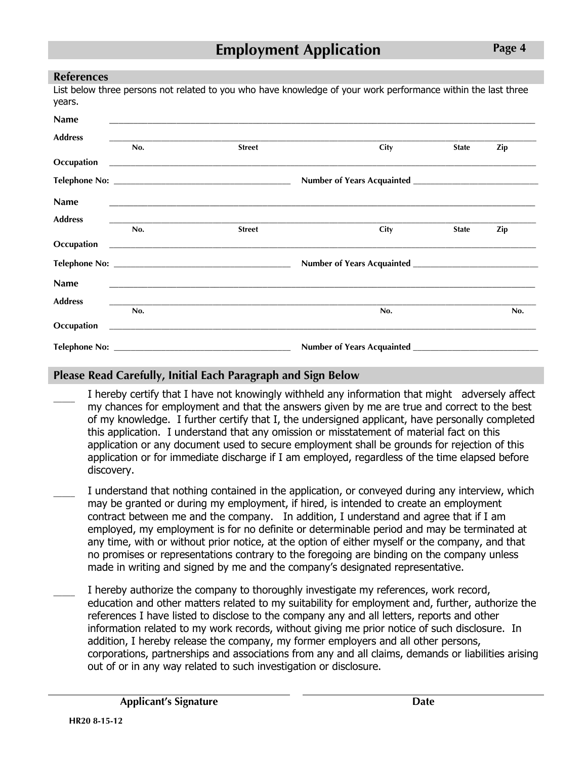# Employment Application

Page 4

## References

List below three persons not related to you who have knowledge of your work performance within the last three years.

**Name** \_\_\_\_\_\_\_\_\_\_\_\_\_\_\_\_\_\_\_\_\_\_\_\_\_\_\_\_\_\_\_\_\_\_\_\_\_\_\_\_\_\_\_\_\_\_\_\_\_\_\_\_\_\_\_\_\_\_\_\_

**Address** \_\_\_\_\_\_\_\_\_\_\_\_\_\_\_\_\_\_\_\_\_\_\_\_\_\_\_\_\_\_\_\_\_\_\_\_\_\_\_\_\_\_\_\_\_\_\_\_\_\_\_\_\_\_\_\_\_\_\_\_

**No.** **Street** **City** **State** **Zip**

**Occupation** \_\_\_\_\_\_\_\_\_\_\_\_\_\_\_\_\_\_\_\_\_\_\_\_\_\_\_\_\_\_\_\_\_\_\_\_\_\_\_\_\_\_\_\_\_\_\_\_\_\_\_\_\_\_\_\_\_\_\_\_

**Telephone No:** \_\_\_\_\_\_\_\_\_\_\_\_\_\_\_\_\_\_\_\_\_\_\_\_\_\_\_\_ **Number of Years Acquainted** \_\_\_\_\_\_\_\_\_\_\_\_\_\_\_\_\_\_\_\_

**Name** \_\_\_\_\_\_\_\_\_\_\_\_\_\_\_\_\_\_\_\_\_\_\_\_\_\_\_\_\_\_\_\_\_\_\_\_\_\_\_\_\_\_\_\_\_\_\_\_\_\_\_\_\_\_\_\_\_\_\_\_

**Address** \_\_\_\_\_\_\_\_\_\_\_\_\_\_\_\_\_\_\_\_\_\_\_\_\_\_\_\_\_\_\_\_\_\_\_\_\_\_\_\_\_\_\_\_\_\_\_\_\_\_\_\_\_\_\_\_\_\_\_\_

**No.** **Street** **City** **State** **Zip**

**Occupation** \_\_\_\_\_\_\_\_\_\_\_\_\_\_\_\_\_\_\_\_\_\_\_\_\_\_\_\_\_\_\_\_\_\_\_\_\_\_\_\_\_\_\_\_\_\_\_\_\_\_\_\_\_\_\_\_\_\_\_\_

**Telephone No:** \_\_\_\_\_\_\_\_\_\_\_\_\_\_\_\_\_\_\_\_\_\_\_\_\_\_\_\_ **Number of Years Acquainted** \_\_\_\_\_\_\_\_\_\_\_\_\_\_\_\_\_\_\_\_

**Name** \_\_\_\_\_\_\_\_\_\_\_\_\_\_\_\_\_\_\_\_\_\_\_\_\_\_\_\_\_\_\_\_\_\_\_\_\_\_\_\_\_\_\_\_\_\_\_\_\_\_\_\_\_\_\_\_\_\_\_\_

**Address** \_\_\_\_\_\_\_\_\_\_\_\_\_\_\_\_\_\_\_\_\_\_\_\_\_\_\_\_\_\_\_\_\_\_\_\_\_\_\_\_\_\_\_\_\_\_\_\_\_\_\_\_\_\_\_\_\_\_\_\_

**No.** **No.** **No.**

**Occupation** \_\_\_\_\_\_\_\_\_\_\_\_\_\_\_\_\_\_\_\_\_\_\_\_\_\_\_\_\_\_\_\_\_\_\_\_\_\_\_\_\_\_\_\_\_\_\_\_\_\_\_\_\_\_\_\_\_\_\_\_

**Telephone No:** \_\_\_\_\_\_\_\_\_\_\_\_\_\_\_\_\_\_\_\_\_\_\_\_\_\_\_\_ **Number of Years Acquainted** \_\_\_\_\_\_\_\_\_\_\_\_\_\_\_\_\_\_\_\_

## Please Read Carefully, Initial Each Paragraph and Sign Below

\_\_\_\_ I hereby certify that I have not knowingly withheld any information that might adversely affect my chances for employment and that the answers given by me are true and correct to the best of my knowledge. I further certify that I, the undersigned applicant, have personally completed this application. I understand that any omission or misstatement of material fact on this application or any document used to secure employment shall be grounds for rejection of this application or for immediate discharge if I am employed, regardless of the time elapsed before discovery.

\_\_\_\_ I understand that nothing contained in the application, or conveyed during any interview, which may be granted or during my employment, if hired, is intended to create an employment contract between me and the company. In addition, I understand and agree that if I am employed, my employment is for no definite or determinable period and may be terminated at any time, with or without prior notice, at the option of either myself or the company, and that no promises or representations contrary to the foregoing are binding on the company unless made in writing and signed by me and the company's designated representative.

\_\_\_\_ I hereby authorize the company to thoroughly investigate my references, work record, education and other matters related to my suitability for employment and, further, authorize the references I have listed to disclose to the company any and all letters, reports and other information related to my work records, without giving me prior notice of such disclosure. In addition, I hereby release the company, my former employers and all other persons, corporations, partnerships and associations from any and all claims, demands or liabilities arising out of or in any way related to such investigation or disclosure.

\_\_\_\_\_\_\_\_\_\_\_\_\_\_\_\_\_\_\_\_\_\_\_\_\_\_\_\_\_\_ \_\_\_\_\_\_\_\_\_\_\_\_\_\_\_\_\_\_\_\_\_\_\_\_\_\_\_\_\_\_

**Applicant's Signature** **Date**

HR20 8-15-12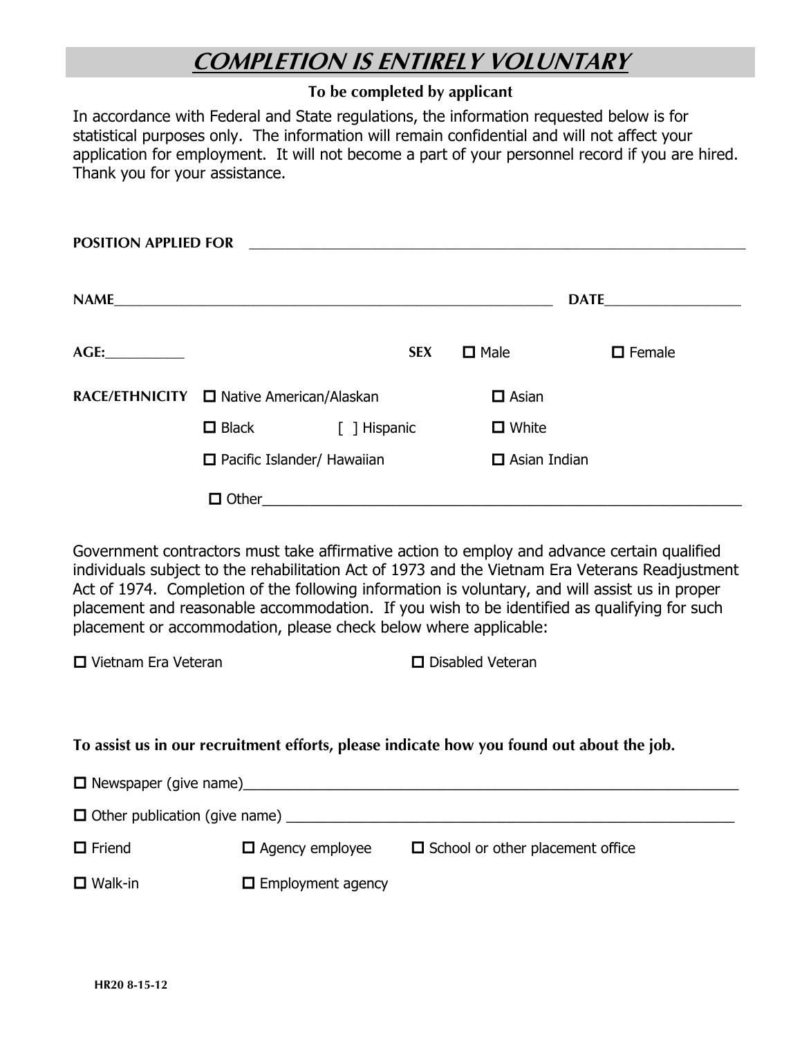# *COMPLETION IS ENTIRELY VOLUNTARY*

**To be completed by applicant**

In accordance with Federal and State regulations, the information requested below is for statistical purposes only. The information will remain confidential and will not affect your application for employment. It will not become a part of your personnel record if you are hired. Thank you for your assistance.

**POSITION APPLIED FOR** ______________________________________________________________

**NAME**_______________________________________________________ **DATE**________________

**AGE:**__________ **SEX** ☐ Male ☐ Female

**RACE/ETHNICITY** ☐ Native American/Alaskan ☐ Asian

☐ Black [ ] Hispanic ☐ White

☐ Pacific Islander/ Hawaiian ☐ Asian Indian

☐ Other________________________________________________________

Government contractors must take affirmative action to employ and advance certain qualified individuals subject to the rehabilitation Act of 1973 and the Vietnam Era Veterans Readjustment Act of 1974. Completion of the following information is voluntary, and will assist us in proper placement and reasonable accommodation. If you wish to be identified as qualifying for such placement or accommodation, please check below where applicable:

☐ Vietnam Era Veteran ☐ Disabled Veteran

**To assist us in our recruitment efforts, please indicate how you found out about the job.**

☐ Newspaper (give name)____________________________________________________________

☐ Other publication (give name) ______________________________________________________

☐ Friend ☐ Agency employee ☐ School or other placement office

☐ Walk-in ☐ Employment agency

HR20 8-15-12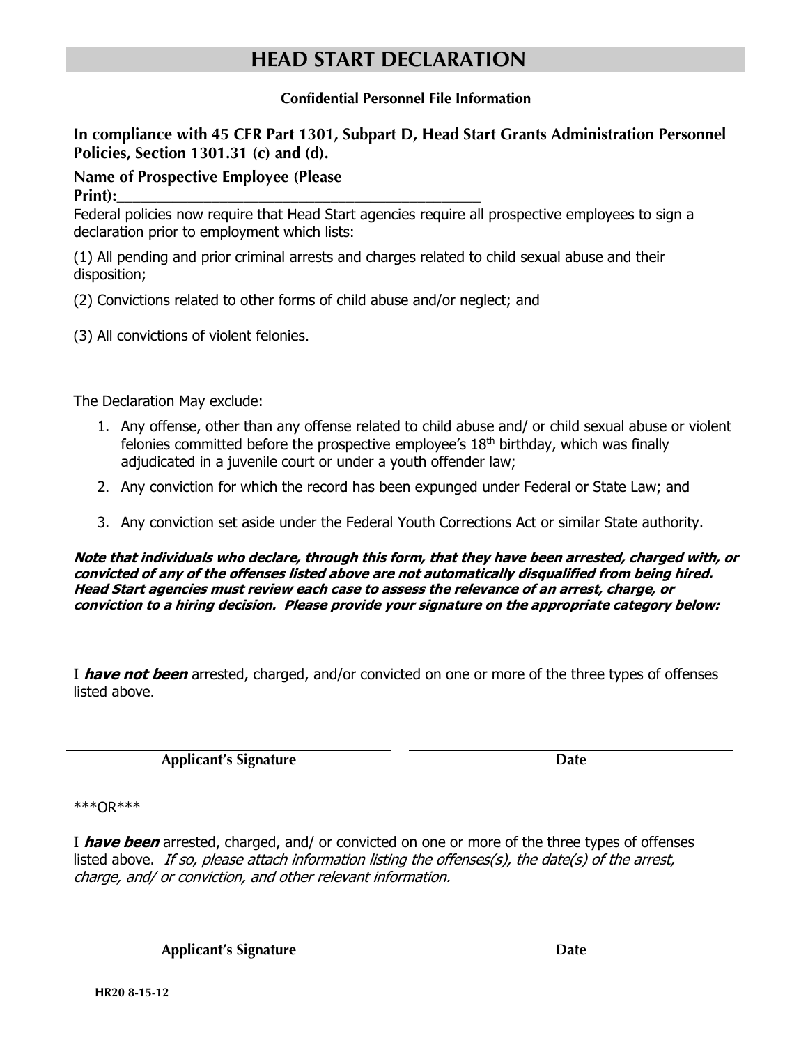# HEAD START DECLARATION

**Confidential Personnel File Information**

**In compliance with 45 CFR Part 1301, Subpart D, Head Start Grants Administration Personnel Policies, Section 1301.31 (c) and (d).**

**Name of Prospective Employee (Please Print):**_____________________________________________

Federal policies now require that Head Start agencies require all prospective employees to sign a declaration prior to employment which lists:

(1) All pending and prior criminal arrests and charges related to child sexual abuse and their disposition;

(2) Convictions related to other forms of child abuse and/or neglect; and

(3) All convictions of violent felonies.

The Declaration May exclude:

1. Any offense, other than any offense related to child abuse and/ or child sexual abuse or violent felonies committed before the prospective employee's 18th birthday, which was finally adjudicated in a juvenile court or under a youth offender law;
2. Any conviction for which the record has been expunged under Federal or State Law; and
3. Any conviction set aside under the Federal Youth Corrections Act or similar State authority.

***Note that individuals who declare, through this form, that they have been arrested, charged with, or convicted of any of the offenses listed above are not automatically disqualified from being hired. Head Start agencies must review each case to assess the relevance of an arrest, charge, or conviction to a hiring decision. Please provide your signature on the appropriate category below:***

I ***have not been*** arrested, charged, and/or convicted on one or more of the three types of offenses listed above.

| **Applicant's Signature** | **Date** |
|---|---|

\*\*\*OR\*\*\*

I ***have been*** arrested, charged, and/ or convicted on one or more of the three types of offenses listed above. *If so, please attach information listing the offenses(s), the date(s) of the arrest, charge, and/ or conviction, and other relevant information.*

| **Applicant's Signature** | **Date** |
|---|---|

**HR20 8-15-12**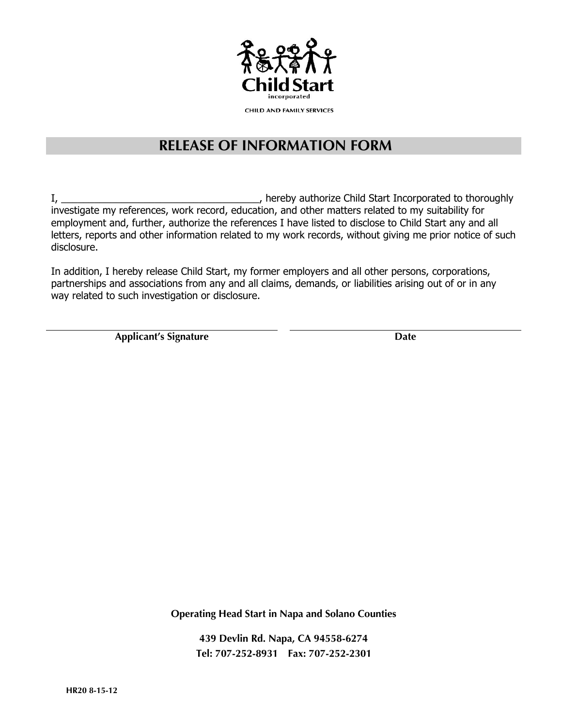Child Start
incorporated

CHILD AND FAMILY SERVICES

# RELEASE OF INFORMATION FORM

I, ____________________________________, hereby authorize Child Start Incorporated to thoroughly investigate my references, work record, education, and other matters related to my suitability for employment and, further, authorize the references I have listed to disclose to Child Start any and all letters, reports and other information related to my work records, without giving me prior notice of such disclosure.

In addition, I hereby release Child Start, my former employers and all other persons, corporations, partnerships and associations from any and all claims, demands, or liabilities arising out of or in any way related to such investigation or disclosure.

______________________________ ______________________________

**Applicant's Signature** **Date**

**Operating Head Start in Napa and Solano Counties**

**439 Devlin Rd. Napa, CA 94558-6274**
**Tel: 707-252-8931 Fax: 707-252-2301**

**HR20 8-15-12**